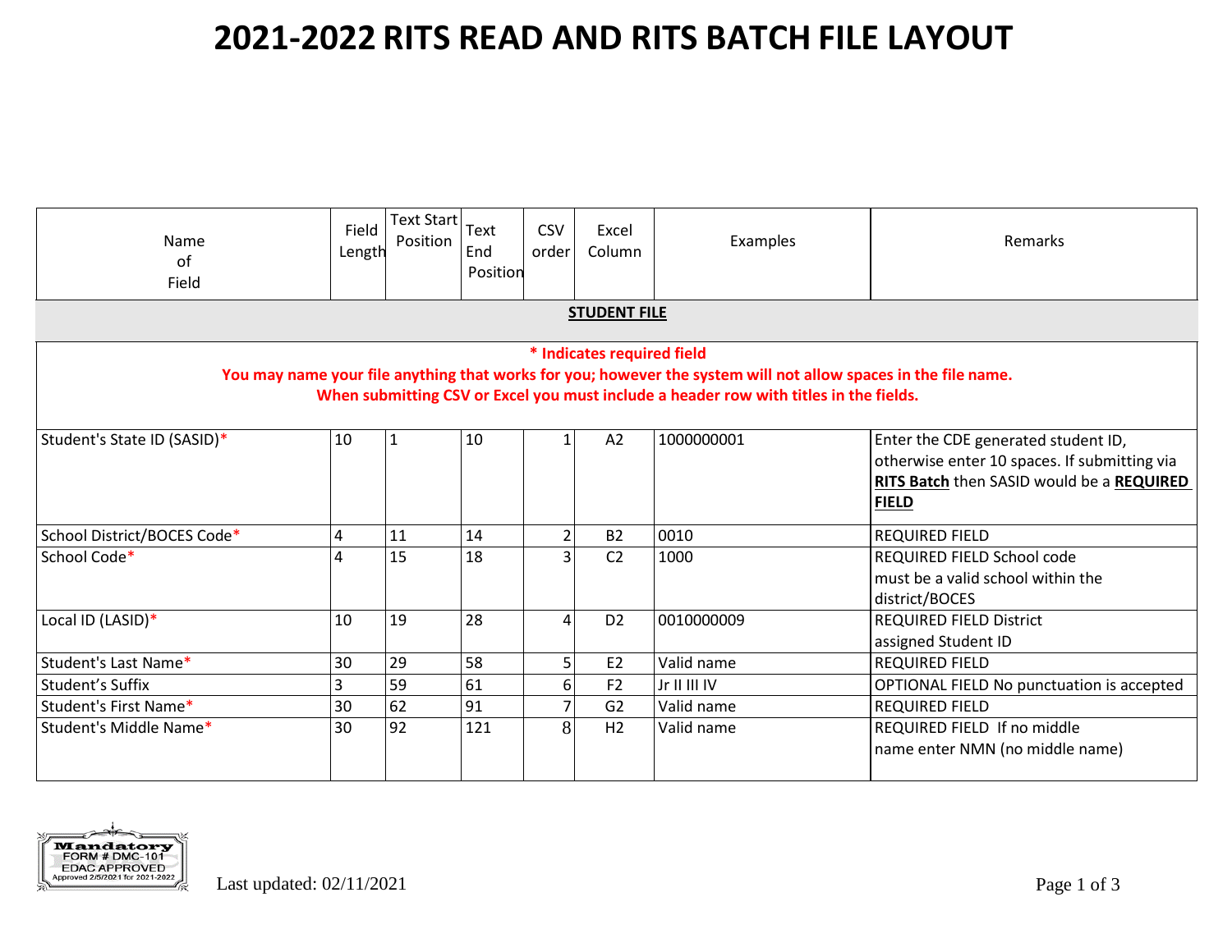# 2021-2022 RITS READ AND RITS BATCH FILE LAYOUT

| Name of Field | Field Length | Text Start Position | Text End Position | CSV order | Excel Column | Examples | Remarks |
|---|---|---|---|---|---|---|---|
| **STUDENT FILE** | | | | | | | |
| **\* Indicates required field** **You may name your file anything that works for you; however the system will not allow spaces in the file name.** **When submitting CSV or Excel you must include a header row with titles in the fields.** | | | | | | | |
| Student's State ID (SASID)* | 10 | 1 | 10 | 1 | A2 | 1000000001 | Enter the CDE generated student ID, otherwise enter 10 spaces. If submitting via **RITS Batch** then SASID would be a **REQUIRED FIELD** |
| School District/BOCES Code* | 4 | 11 | 14 | 2 | B2 | 0010 | REQUIRED FIELD |
| School Code* | 4 | 15 | 18 | 3 | C2 | 1000 | REQUIRED FIELD School code must be a valid school within the district/BOCES |
| Local ID (LASID)* | 10 | 19 | 28 | 4 | D2 | 0010000009 | REQUIRED FIELD District assigned Student ID |
| Student's Last Name* | 30 | 29 | 58 | 5 | E2 | Valid name | REQUIRED FIELD |
| Student's Suffix | 3 | 59 | 61 | 6 | F2 | Jr II III IV | OPTIONAL FIELD No punctuation is accepted |
| Student's First Name* | 30 | 62 | 91 | 7 | G2 | Valid name | REQUIRED FIELD |
| Student's Middle Name* | 30 | 92 | 121 | 8 | H2 | Valid name | REQUIRED FIELD If no middle name enter NMN (no middle name) |

Mandatory FORM # DMC-101 EDAC APPROVED Approved 2/5/2021 for 2021-2022

Last updated: 02/11/2021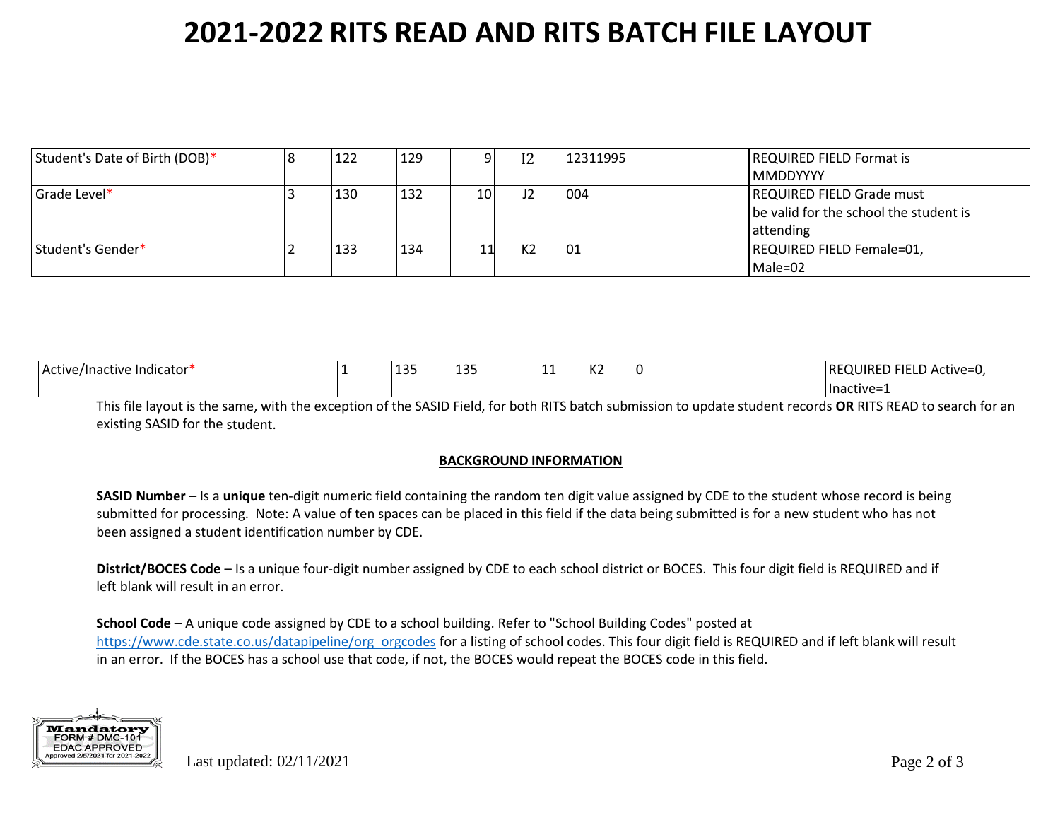# 2021-2022 RITS READ AND RITS BATCH FILE LAYOUT

| | | | | | | | |
|---|---|---|---|---|---|---|---|
| Student's Date of Birth (DOB)* | 8 | 122 | 129 | 9 | I2 | 12311995 | REQUIRED FIELD Format is MMDDYYYY |
| Grade Level* | 3 | 130 | 132 | 10 | J2 | 004 | REQUIRED FIELD Grade must be valid for the school the student is attending |
| Student's Gender* | 2 | 133 | 134 | 11 | K2 | 01 | REQUIRED FIELD Female=01, Male=02 |
| Active/Inactive Indicator* | 1 | 135 | 135 | 11 | K2 | 0 | REQUIRED FIELD Active=0, Inactive=1 |

This file layout is the same, with the exception of the SASID Field, for both RITS batch submission to update student records **OR** RITS READ to search for an existing SASID for the student.

**BACKGROUND INFORMATION**

**SASID Number** – Is a **unique** ten-digit numeric field containing the random ten digit value assigned by CDE to the student whose record is being submitted for processing. Note: A value of ten spaces can be placed in this field if the data being submitted is for a new student who has not been assigned a student identification number by CDE.

**District/BOCES Code** – Is a unique four-digit number assigned by CDE to each school district or BOCES. This four digit field is REQUIRED and if left blank will result in an error.

**School Code** – A unique code assigned by CDE to a school building. Refer to "School Building Codes" posted at https://www.cde.state.co.us/datapipeline/org_orgcodes for a listing of school codes. This four digit field is REQUIRED and if left blank will result in an error. If the BOCES has a school use that code, if not, the BOCES would repeat the BOCES code in this field.

Mandatory FORM # DMC-101 EDAC APPROVED Approved 2/5/2021 for 2021-2022

Last updated: 02/11/2021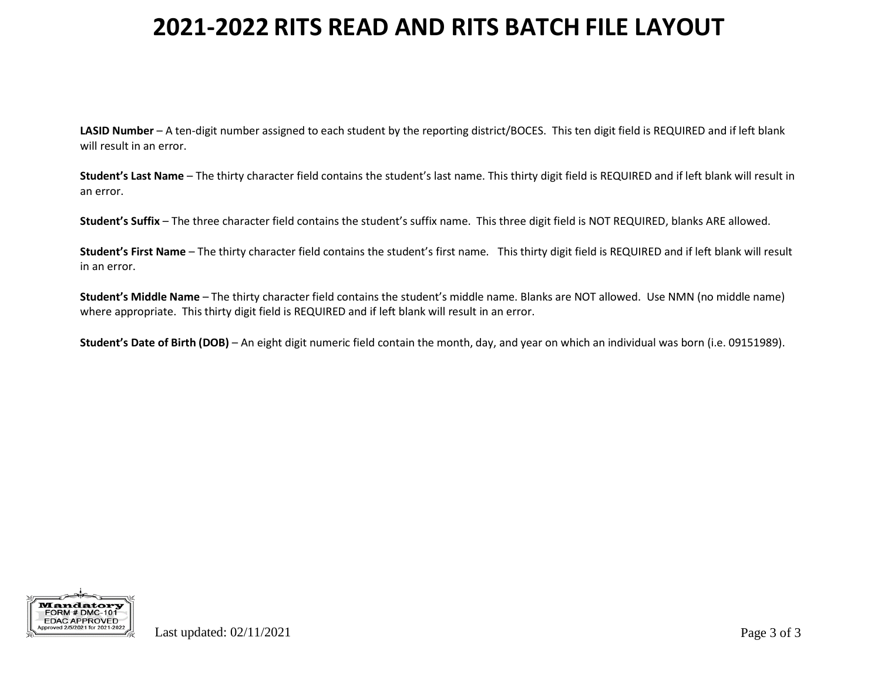# 2021-2022 RITS READ AND RITS BATCH FILE LAYOUT

**LASID Number** – A ten-digit number assigned to each student by the reporting district/BOCES. This ten digit field is REQUIRED and if left blank will result in an error.

**Student's Last Name** – The thirty character field contains the student's last name. This thirty digit field is REQUIRED and if left blank will result in an error.

**Student's Suffix** – The three character field contains the student's suffix name. This three digit field is NOT REQUIRED, blanks ARE allowed.

**Student's First Name** – The thirty character field contains the student's first name. This thirty digit field is REQUIRED and if left blank will result in an error.

**Student's Middle Name** – The thirty character field contains the student's middle name. Blanks are NOT allowed. Use NMN (no middle name) where appropriate. This thirty digit field is REQUIRED and if left blank will result in an error.

**Student's Date of Birth (DOB)** – An eight digit numeric field contain the month, day, and year on which an individual was born (i.e. 09151989).

Mandatory FORM # DMC-101 EDAC APPROVED Approved 2/5/2021 for 2021-2022

Last updated: 02/11/2021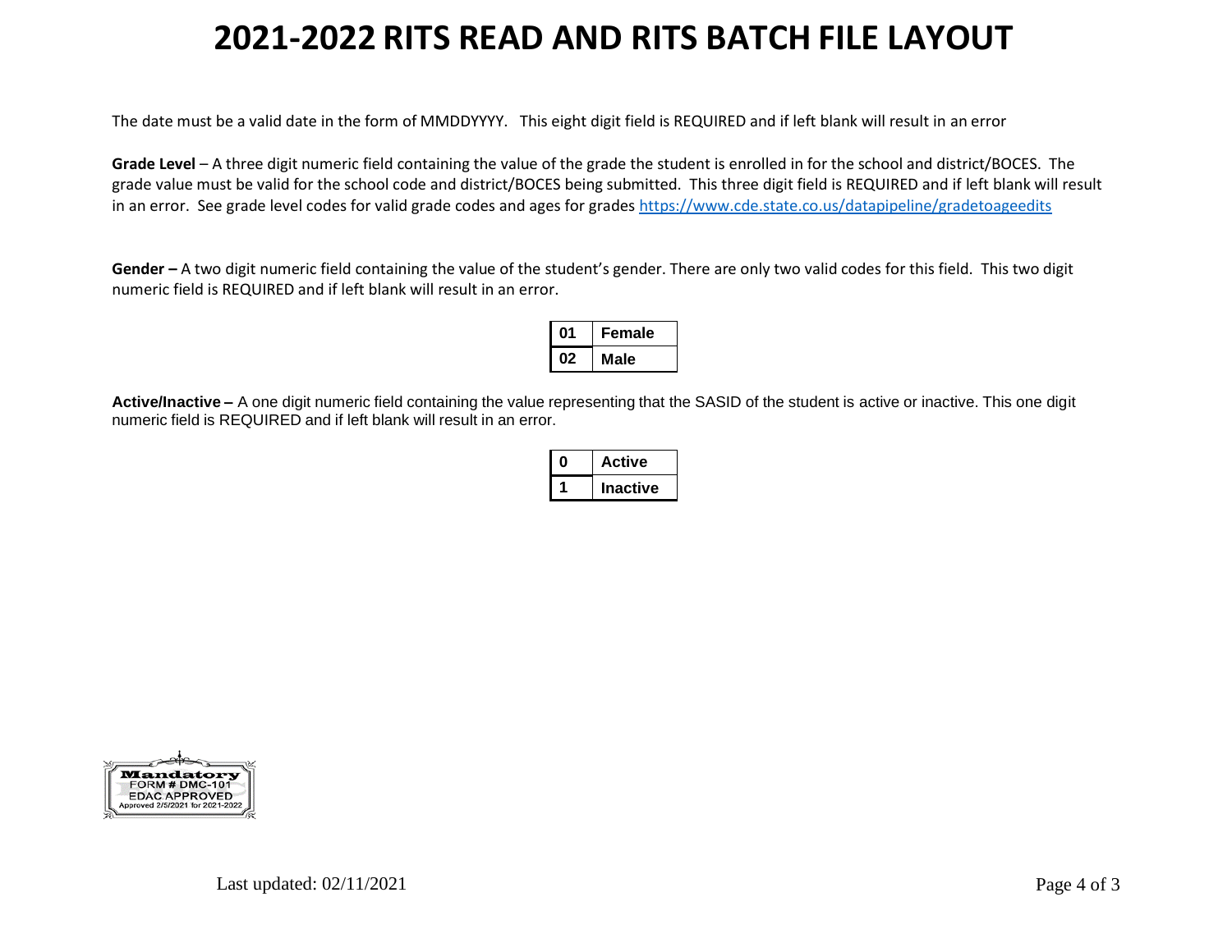# 2021-2022 RITS READ AND RITS BATCH FILE LAYOUT

The date must be a valid date in the form of MMDDYYYY. This eight digit field is REQUIRED and if left blank will result in an error

**Grade Level** – A three digit numeric field containing the value of the grade the student is enrolled in for the school and district/BOCES. The grade value must be valid for the school code and district/BOCES being submitted. This three digit field is REQUIRED and if left blank will result in an error. See grade level codes for valid grade codes and ages for grades https://www.cde.state.co.us/datapipeline/gradetoageedits

**Gender –** A two digit numeric field containing the value of the student's gender. There are only two valid codes for this field. This two digit numeric field is REQUIRED and if left blank will result in an error.

| | |
|---|---|
| **01** | **Female** |
| **02** | **Male** |

**Active/Inactive –** A one digit numeric field containing the value representing that the SASID of the student is active or inactive. This one digit numeric field is REQUIRED and if left blank will result in an error.

| | |
|---|---|
| **0** | **Active** |
| **1** | **Inactive** |

Mandatory
FORM # DMC-101
EDAC APPROVED
Approved 2/5/2021 for 2021-2022

Last updated: 02/11/2021